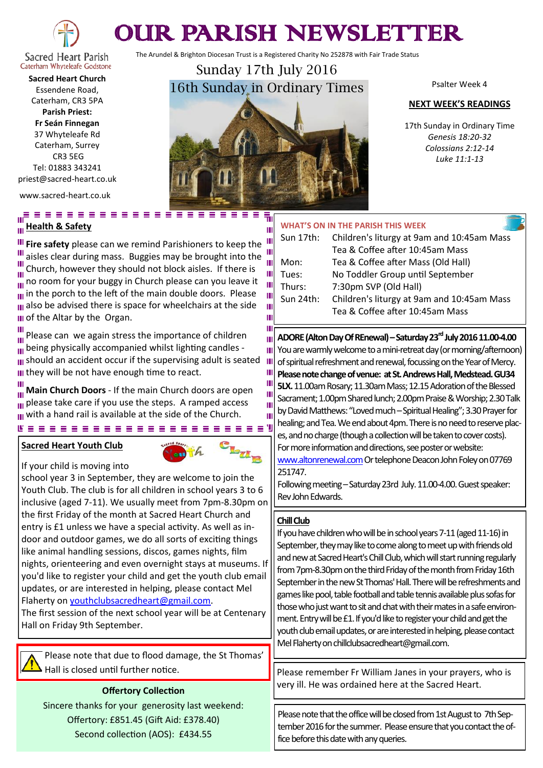# OUR PARISH NEWSLETTER

Sacred Heart Parish
Caterham Whyteleafe Godstone

**Sacred Heart Church**
Essendene Road,
Caterham, CR3 5PA
**Parish Priest:**
**Fr Seán Finnegan**
37 Whyteleafe Rd
Caterham, Surrey
CR3 5EG
Tel: 01883 343241
priest@sacred-heart.co.uk

www.sacred-heart.co.uk

The Arundel & Brighton Diocesan Trust is a Registered Charity No 252878 with Fair Trade Status

## Sunday 17th July 2016

## 16th Sunday in Ordinary Times

Psalter Week 4

**NEXT WEEK'S READINGS**

17th Sunday in Ordinary Time
*Genesis 18:20-32*
*Colossians 2:12-14*
*Luke 11:1-13*

### Health & Safety

**Fire safety** please can we remind Parishioners to keep the aisles clear during mass. Buggies may be brought into the Church, however they should not block aisles. If there is no room for your buggy in Church please can you leave it in the porch to the left of the main double doors. Please also be advised there is space for wheelchairs at the side of the Altar by the Organ.

Please can we again stress the importance of children being physically accompanied whilst lighting candles - should an accident occur if the supervising adult is seated they will be not have enough time to react.

**Main Church Doors** - If the main Church doors are open please take care if you use the steps. A ramped access with a hand rail is available at the side of the Church.

### Sacred Heart Youth Club

If your child is moving into school year 3 in September, they are welcome to join the Youth Club. The club is for all children in school years 3 to 6 inclusive (aged 7-11). We usually meet from 7pm-8.30pm on the first Friday of the month at Sacred Heart Church and entry is £1 unless we have a special activity. As well as indoor and outdoor games, we do all sorts of exciting things like animal handling sessions, discos, games nights, film nights, orienteering and even overnight stays at museums. If you'd like to register your child and get the youth club email updates, or are interested in helping, please contact Mel Flaherty on youthclubsacredheart@gmail.com.
The first session of the next school year will be at Centenary Hall on Friday 9th September.

Please note that due to flood damage, the St Thomas' Hall is closed until further notice.

**Offertory Collection**

Sincere thanks for your generosity last weekend:
Offertory: £851.45 (Gift Aid: £378.40)
Second collection (AOS): £434.55

### WHAT'S ON IN THE PARISH THIS WEEK

| | |
|---|---|
| Sun 17th: | Children's liturgy at 9am and 10:45am Mass<br>Tea & Coffee after 10:45am Mass |
| Mon: | Tea & Coffee after Mass (Old Hall) |
| Tues: | No Toddler Group until September |
| Thurs: | 7:30pm SVP (Old Hall) |
| Sun 24th: | Children's liturgy at 9am and 10:45am Mass<br>Tea & Coffee after 10:45am Mass |

**ADORE (Alton Day Of REnewal) – Saturday 23rd July 2016 11.00-4.00**
You are warmly welcome to a mini-retreat day (or morning/afternoon) of spiritual refreshment and renewal, focussing on the Year of Mercy. **Please note change of venue: at St. Andrews Hall, Medstead. GU34 5LX.** 11.00am Rosary; 11.30am Mass; 12.15 Adoration of the Blessed Sacrament; 1.00pm Shared lunch; 2.00pm Praise & Worship; 2.30 Talk by David Matthews: "Loved much – Spiritual Healing"; 3.30 Prayer for healing; and Tea. We end about 4pm. There is no need to reserve places, and no charge (though a collection will be taken to cover costs). For more information and directions, see poster or website: www.altonrenewal.com Or telephone Deacon John Foley on 07769 251747.
Following meeting – Saturday 23rd July. 11.00-4.00. Guest speaker: Rev John Edwards.

### Chill Club

If you have children who will be in school years 7-11 (aged 11-16) in September, they may like to come along to meet up with friends old and new at Sacred Heart's Chill Club, which will start running regularly from 7pm-8.30pm on the third Friday of the month from Friday 16th September in the new St Thomas' Hall. There will be refreshments and games like pool, table football and table tennis available plus sofas for those who just want to sit and chat with their mates in a safe environment. Entry will be £1. If you'd like to register your child and get the youth club email updates, or are interested in helping, please contact Mel Flaherty on chillclubsacredheart@gmail.com.

Please remember Fr William Janes in your prayers, who is very ill. He was ordained here at the Sacred Heart.

Please note that the office will be closed from 1st August to 7th September 2016 for the summer. Please ensure that you contact the office before this date with any queries.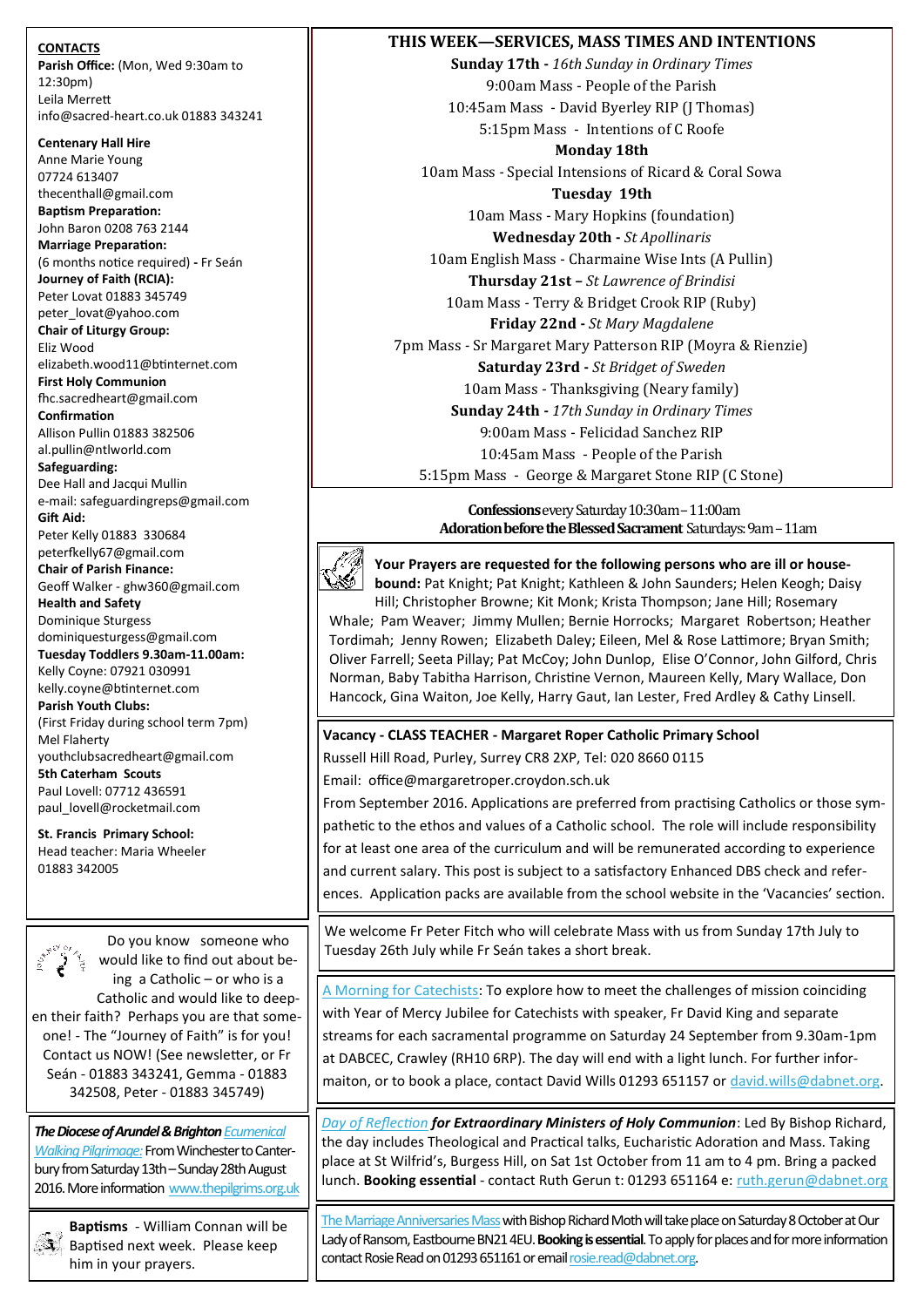**CONTACTS**

**Parish Office:** (Mon, Wed 9:30am to 12:30pm)
Leila Merrett
info@sacred-heart.co.uk 01883 343241

**Centenary Hall Hire**
Anne Marie Young
07724 613407
thecenthall@gmail.com

**Baptism Preparation:**
John Baron 0208 763 2144

**Marriage Preparation:**
(6 months notice required) - Fr Seán

**Journey of Faith (RCIA):**
Peter Lovat 01883 345749
peter_lovat@yahoo.com

**Chair of Liturgy Group:**
Eliz Wood
elizabeth.wood11@btinternet.com

**First Holy Communion**
fhc.sacredheart@gmail.com

**Confirmation**
Allison Pullin 01883 382506
al.pullin@ntlworld.com

**Safeguarding:**
Dee Hall and Jacqui Mullin
e-mail: safeguardingreps@gmail.com

**Gift Aid:**
Peter Kelly 01883 330684
peterfkelly67@gmail.com

**Chair of Parish Finance:**
Geoff Walker - ghw360@gmail.com

**Health and Safety**
Dominique Sturgess
dominiquesturgess@gmail.com

**Tuesday Toddlers 9.30am-11.00am:**
Kelly Coyne: 07921 030991
kelly.coyne@btinternet.com

**Parish Youth Clubs:**
(First Friday during school term 7pm)
Mel Flaherty
youthclubsacredheart@gmail.com

**5th Caterham Scouts**
Paul Lovell: 07712 436591
paul_lovell@rocketmail.com

**St. Francis Primary School:**
Head teacher: Maria Wheeler
01883 342005

Do you know someone who would like to find out about being a Catholic – or who is a Catholic and would like to deepen their faith? Perhaps you are that someone! - The "Journey of Faith" is for you! Contact us NOW! (See newsletter, or Fr Seán - 01883 343241, Gemma - 01883 342508, Peter - 01883 345749)

***The Diocese of Arundel & Brighton*** *Ecumenical Walking Pilgrimage:* From Winchester to Canterbury from Saturday 13th – Sunday 28th August 2016. More information www.thepilgrims.org.uk

**Baptisms** - William Connan will be Baptised next week. Please keep him in your prayers.

## THIS WEEK—SERVICES, MASS TIMES AND INTENTIONS

**Sunday 17th -** *16th Sunday in Ordinary Times*
9:00am Mass - People of the Parish
10:45am Mass - David Byerley RIP (J Thomas)
5:15pm Mass - Intentions of C Roofe

**Monday 18th**
10am Mass - Special Intensions of Ricard & Coral Sowa

**Tuesday 19th**
10am Mass - Mary Hopkins (foundation)

**Wednesday 20th -** *St Apollinaris*
10am English Mass - Charmaine Wise Ints (A Pullin)

**Thursday 21st –** *St Lawrence of Brindisi*
10am Mass - Terry & Bridget Crook RIP (Ruby)

**Friday 22nd -** *St Mary Magdalene*
7pm Mass - Sr Margaret Mary Patterson RIP (Moyra & Rienzie)

**Saturday 23rd -** *St Bridget of Sweden*
10am Mass - Thanksgiving (Neary family)

**Sunday 24th -** *17th Sunday in Ordinary Times*
9:00am Mass - Felicidad Sanchez RIP
10:45am Mass - People of the Parish
5:15pm Mass - George & Margaret Stone RIP (C Stone)

**Confessions** every Saturday 10:30am – 11:00am
**Adoration before the Blessed Sacrament** Saturdays: 9am – 11am

**Your Prayers are requested for the following persons who are ill or housebound:** Pat Knight; Pat Knight; Kathleen & John Saunders; Helen Keogh; Daisy Hill; Christopher Browne; Kit Monk; Krista Thompson; Jane Hill; Rosemary Whale; Pam Weaver; Jimmy Mullen; Bernie Horrocks; Margaret Robertson; Heather Tordimah; Jenny Rowen; Elizabeth Daley; Eileen, Mel & Rose Lattimore; Bryan Smith; Oliver Farrell; Seeta Pillay; Pat McCoy; John Dunlop, Elise O'Connor, John Gilford, Chris Norman, Baby Tabitha Harrison, Christine Vernon, Maureen Kelly, Mary Wallace, Don Hancock, Gina Waiton, Joe Kelly, Harry Gaut, Ian Lester, Fred Ardley & Cathy Linsell.

**Vacancy - CLASS TEACHER - Margaret Roper Catholic Primary School**
Russell Hill Road, Purley, Surrey CR8 2XP, Tel: 020 8660 0115
Email: office@margaretroper.croydon.sch.uk
From September 2016. Applications are preferred from practising Catholics or those sympathetic to the ethos and values of a Catholic school. The role will include responsibility for at least one area of the curriculum and will be remunerated according to experience and current salary. This post is subject to a satisfactory Enhanced DBS check and references. Application packs are available from the school website in the 'Vacancies' section.

We welcome Fr Peter Fitch who will celebrate Mass with us from Sunday 17th July to Tuesday 26th July while Fr Seán takes a short break.

A Morning for Catechists: To explore how to meet the challenges of mission coinciding with Year of Mercy Jubilee for Catechists with speaker, Fr David King and separate streams for each sacramental programme on Saturday 24 September from 9.30am-1pm at DABCEC, Crawley (RH10 6RP). The day will end with a light lunch. For further informaiton, or to book a place, contact David Wills 01293 651157 or david.wills@dabnet.org.

*Day of Reflection* ***for Extraordinary Ministers of Holy Communion***: Led By Bishop Richard, the day includes Theological and Practical talks, Eucharistic Adoration and Mass. Taking place at St Wilfrid's, Burgess Hill, on Sat 1st October from 11 am to 4 pm. Bring a packed lunch. **Booking essential** - contact Ruth Gerun t: 01293 651164 e: ruth.gerun@dabnet.org

The Marriage Anniversaries Mass with Bishop Richard Moth will take place on Saturday 8 October at Our Lady of Ransom, Eastbourne BN21 4EU. **Booking is essential**. To apply for places and for more information contact Rosie Read on 01293 651161 or email rosie.read@dabnet.org.